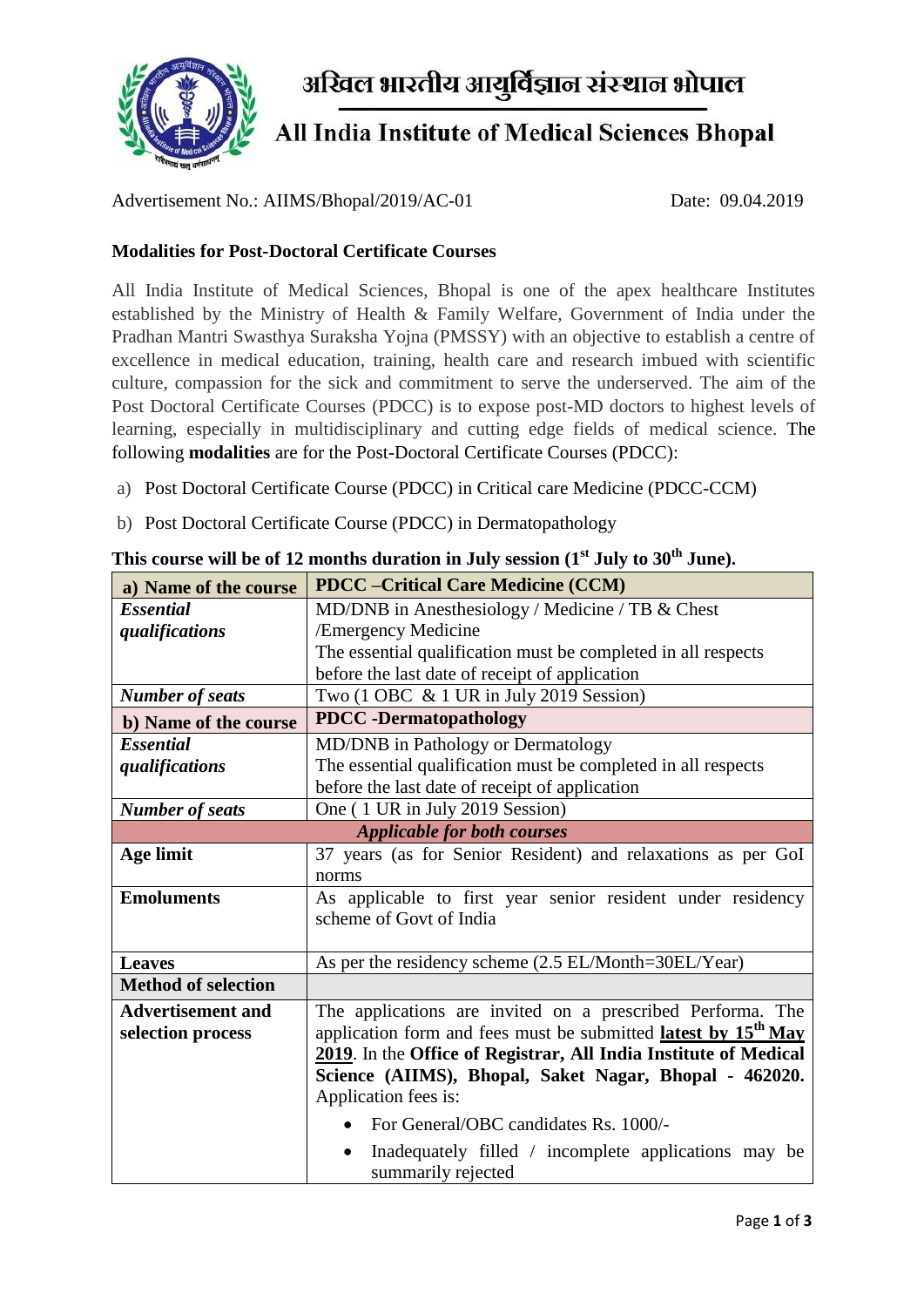# अखिल भारतीय आयुर्विज्ञान संस्थान भोपाल

# All India Institute of Medical Sciences Bhopal

Advertisement No.: AIIMS/Bhopal/2019/AC-01 Date: 09.04.2019

**Modalities for Post-Doctoral Certificate Courses**

All India Institute of Medical Sciences, Bhopal is one of the apex healthcare Institutes established by the Ministry of Health & Family Welfare, Government of India under the Pradhan Mantri Swasthya Suraksha Yojna (PMSSY) with an objective to establish a centre of excellence in medical education, training, health care and research imbued with scientific culture, compassion for the sick and commitment to serve the underserved. The aim of the Post Doctoral Certificate Courses (PDCC) is to expose post-MD doctors to highest levels of learning, especially in multidisciplinary and cutting edge fields of medical science. The following **modalities** are for the Post-Doctoral Certificate Courses (PDCC):

a) Post Doctoral Certificate Course (PDCC) in Critical care Medicine (PDCC-CCM)

b) Post Doctoral Certificate Course (PDCC) in Dermatopathology

**This course will be of 12 months duration in July session (1st July to 30th June).**

| **a) Name of the course** | **PDCC –Critical Care Medicine (CCM)** |
|---|---|
| ***Essential qualifications*** | MD/DNB in Anesthesiology / Medicine / TB & Chest /Emergency Medicine<br>The essential qualification must be completed in all respects before the last date of receipt of application |
| ***Number of seats*** | Two (1 OBC & 1 UR in July 2019 Session) |
| **b) Name of the course** | **PDCC -Dermatopathology** |
| ***Essential qualifications*** | MD/DNB in Pathology or Dermatology<br>The essential qualification must be completed in all respects before the last date of receipt of application |
| ***Number of seats*** | One ( 1 UR in July 2019 Session) |
| ***Applicable for both courses*** | |
| **Age limit** | 37 years (as for Senior Resident) and relaxations as per GoI norms |
| **Emoluments** | As applicable to first year senior resident under residency scheme of Govt of India |
| **Leaves** | As per the residency scheme (2.5 EL/Month=30EL/Year) |
| **Method of selection** | |
| **Advertisement and selection process** | The applications are invited on a prescribed Performa. The application form and fees must be submitted **latest by 15th May 2019**. In the **Office of Registrar, All India Institute of Medical Science (AIIMS), Bhopal, Saket Nagar, Bhopal - 462020.** Application fees is:<br>• For General/OBC candidates Rs. 1000/-<br>• Inadequately filled / incomplete applications may be summarily rejected |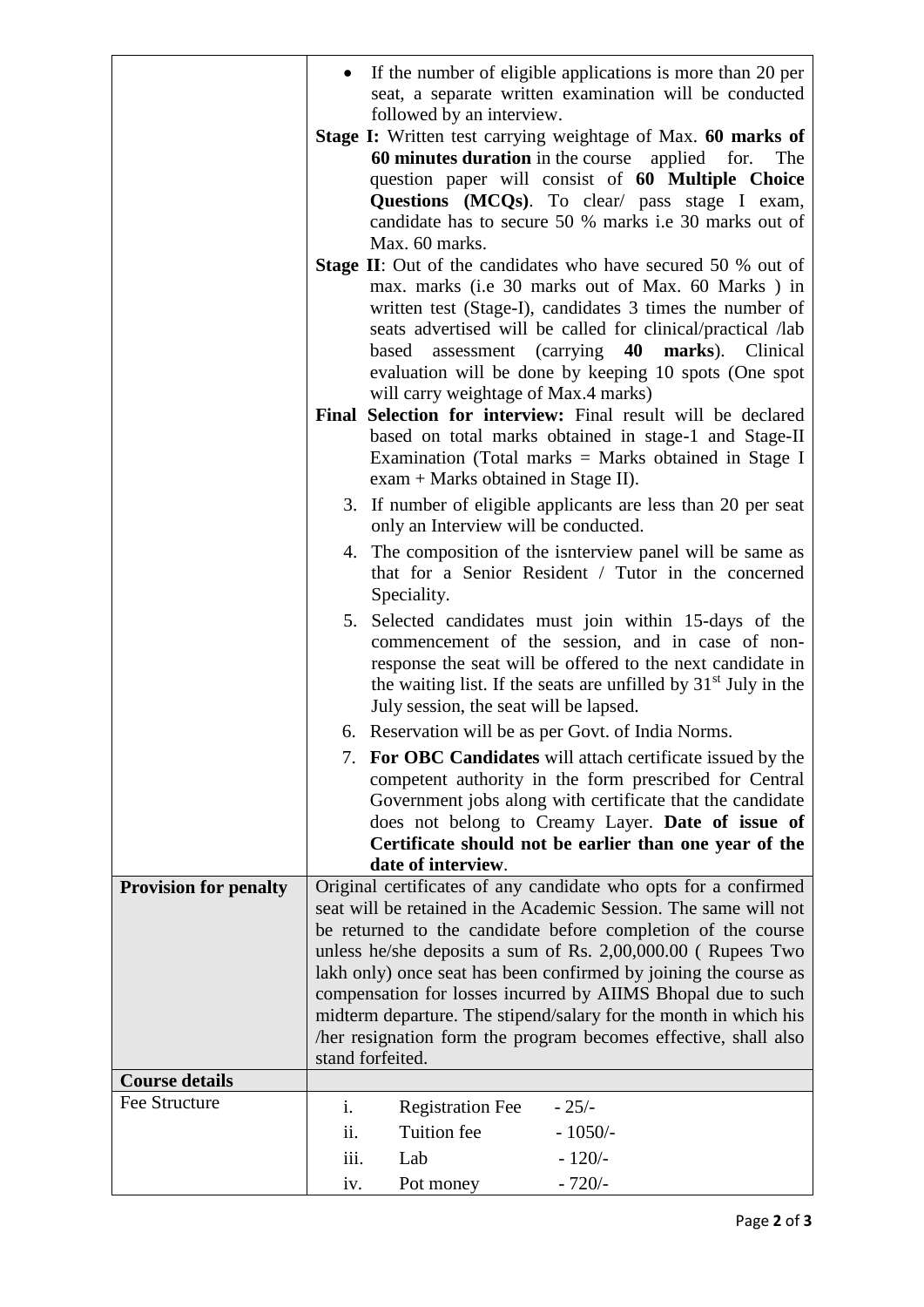| | |
|---|---|
| | • If the number of eligible applications is more than 20 per seat, a separate written examination will be conducted followed by an interview.<br>**Stage I:** Written test carrying weightage of Max. **60 marks of 60 minutes duration** in the course applied for. The question paper will consist of **60 Multiple Choice Questions (MCQs)**. To clear/ pass stage I exam, candidate has to secure 50 % marks i.e 30 marks out of Max. 60 marks.<br>**Stage II**: Out of the candidates who have secured 50 % out of max. marks (i.e 30 marks out of Max. 60 Marks ) in written test (Stage-I), candidates 3 times the number of seats advertised will be called for clinical/practical /lab based assessment (carrying **40 marks**). Clinical evaluation will be done by keeping 10 spots (One spot will carry weightage of Max.4 marks)<br>**Final Selection for interview:** Final result will be declared based on total marks obtained in stage-1 and Stage-II Examination (Total marks = Marks obtained in Stage I exam + Marks obtained in Stage II).<br>3. If number of eligible applicants are less than 20 per seat only an Interview will be conducted.<br>4. The composition of the isnterview panel will be same as that for a Senior Resident / Tutor in the concerned Speciality.<br>5. Selected candidates must join within 15-days of the commencement of the session, and in case of non-response the seat will be offered to the next candidate in the waiting list. If the seats are unfilled by 31st July in the July session, the seat will be lapsed.<br>6. Reservation will be as per Govt. of India Norms.<br>7. **For OBC Candidates** will attach certificate issued by the competent authority in the form prescribed for Central Government jobs along with certificate that the candidate does not belong to Creamy Layer. **Date of issue of Certificate should not be earlier than one year of the date of interview**. |
| **Provision for penalty** | Original certificates of any candidate who opts for a confirmed seat will be retained in the Academic Session. The same will not be returned to the candidate before completion of the course unless he/she deposits a sum of Rs. 2,00,000.00 ( Rupees Two lakh only) once seat has been confirmed by joining the course as compensation for losses incurred by AIIMS Bhopal due to such midterm departure. The stipend/salary for the month in which his /her resignation form the program becomes effective, shall also stand forfeited. |
| **Course details** | |
| Fee Structure | i. Registration Fee - 25/-<br>ii. Tuition fee - 1050/-<br>iii. Lab - 120/-<br>iv. Pot money - 720/- |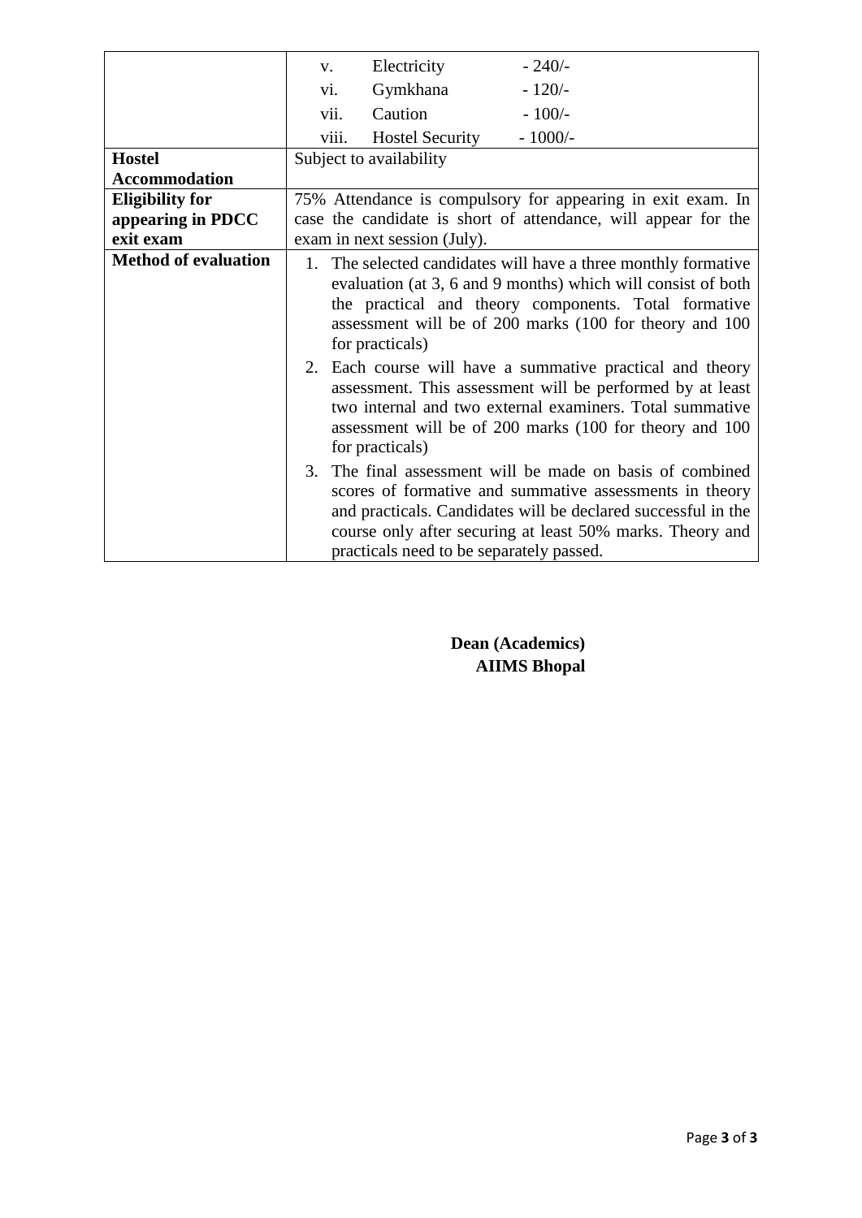| | |
|---|---|
| | v. Electricity - 240/-<br>vi. Gymkhana - 120/-<br>vii. Caution - 100/-<br>viii. Hostel Security - 1000/- |
| **Hostel Accommodation** | Subject to availability |
| **Eligibility for appearing in PDCC exit exam** | 75% Attendance is compulsory for appearing in exit exam. In case the candidate is short of attendance, will appear for the exam in next session (July). |
| **Method of evaluation** | 1. The selected candidates will have a three monthly formative evaluation (at 3, 6 and 9 months) which will consist of both the practical and theory components. Total formative assessment will be of 200 marks (100 for theory and 100 for practicals)<br>2. Each course will have a summative practical and theory assessment. This assessment will be performed by at least two internal and two external examiners. Total summative assessment will be of 200 marks (100 for theory and 100 for practicals)<br>3. The final assessment will be made on basis of combined scores of formative and summative assessments in theory and practicals. Candidates will be declared successful in the course only after securing at least 50% marks. Theory and practicals need to be separately passed. |

**Dean (Academics)**
**AIIMS Bhopal**